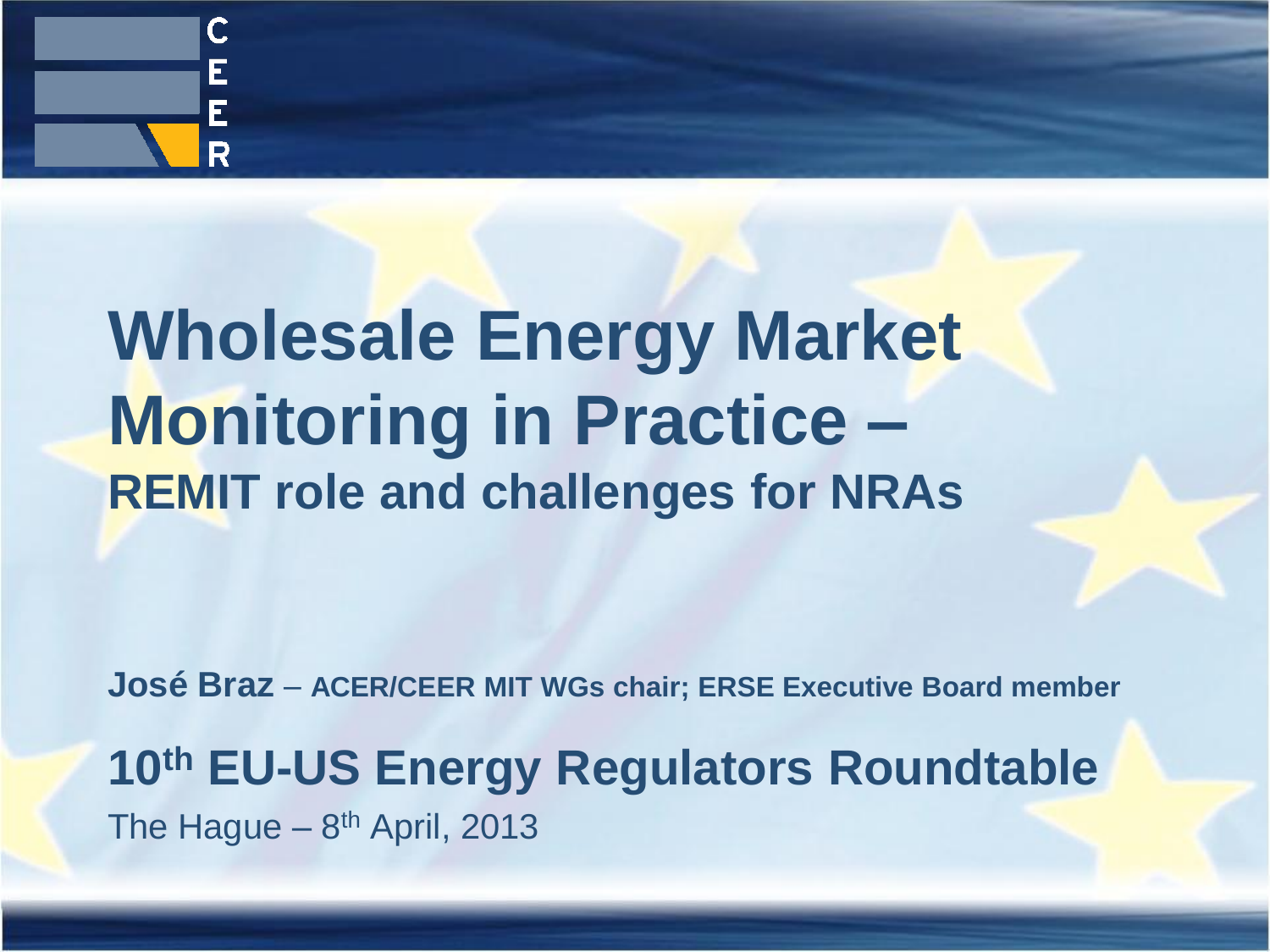# Wholesale Energy Market Monitoring in Practice –

## REMIT role and challenges for NRAs

**José Braz** – **ACER/CEER MIT WGs chair; ERSE Executive Board member**

**10th EU-US Energy Regulators Roundtable**

The Hague – 8th April, 2013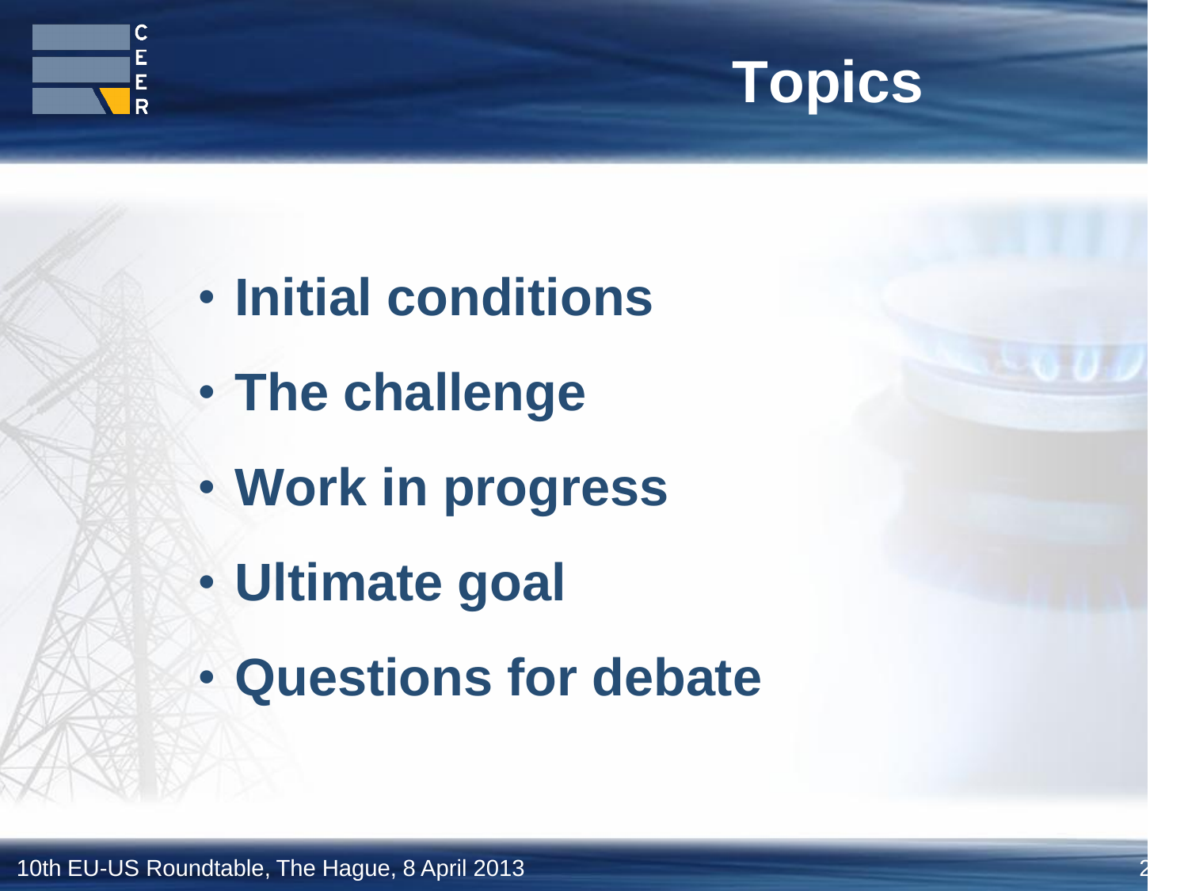# Topics

- **Initial conditions**
- **The challenge**
- **Work in progress**
- **Ultimate goal**
- **Questions for debate**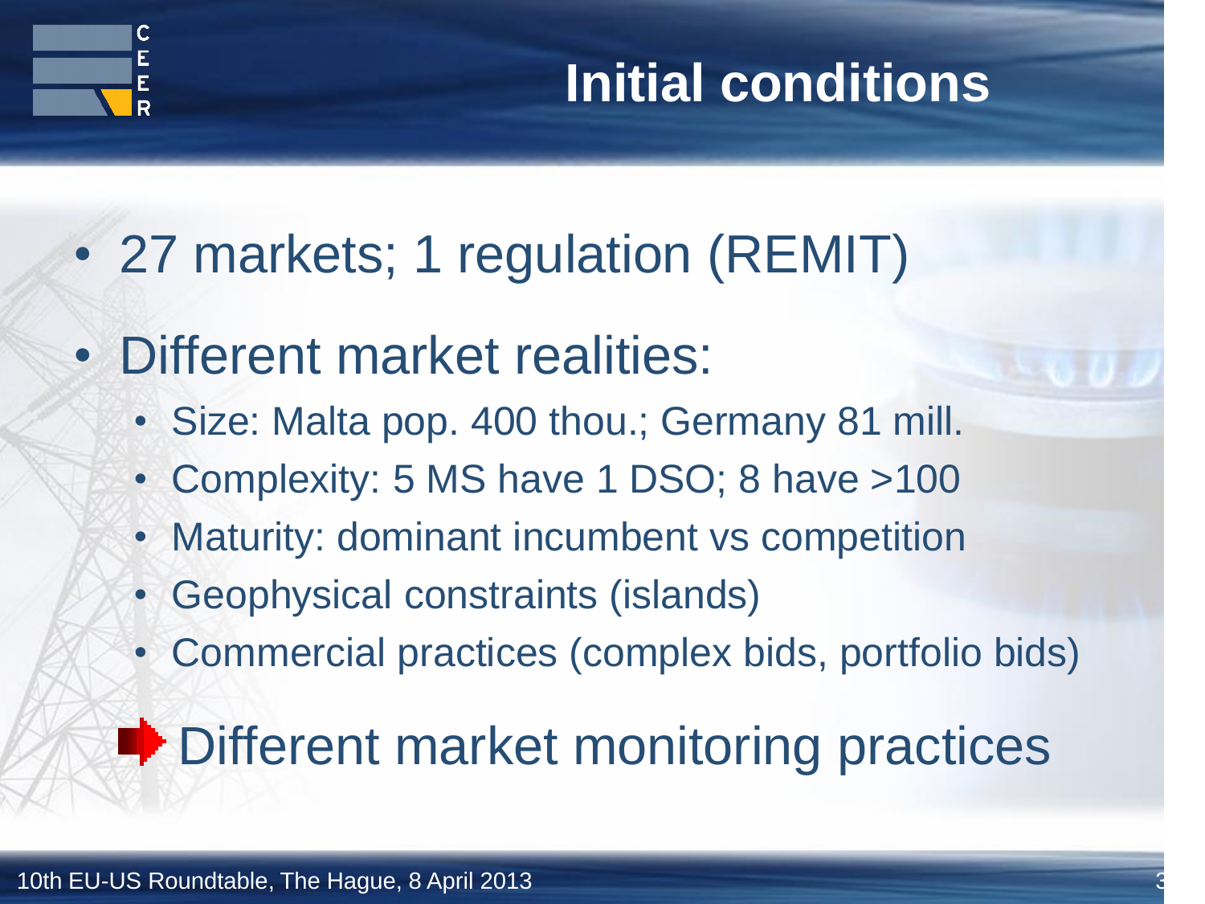# Initial conditions

- 27 markets; 1 regulation (REMIT)
- Different market realities:
  - Size: Malta pop. 400 thou.; Germany 81 mill.
  - Complexity: 5 MS have 1 DSO; 8 have >100
  - Maturity: dominant incumbent vs competition
  - Geophysical constraints (islands)
  - Commercial practices (complex bids, portfolio bids)

➡ Different market monitoring practices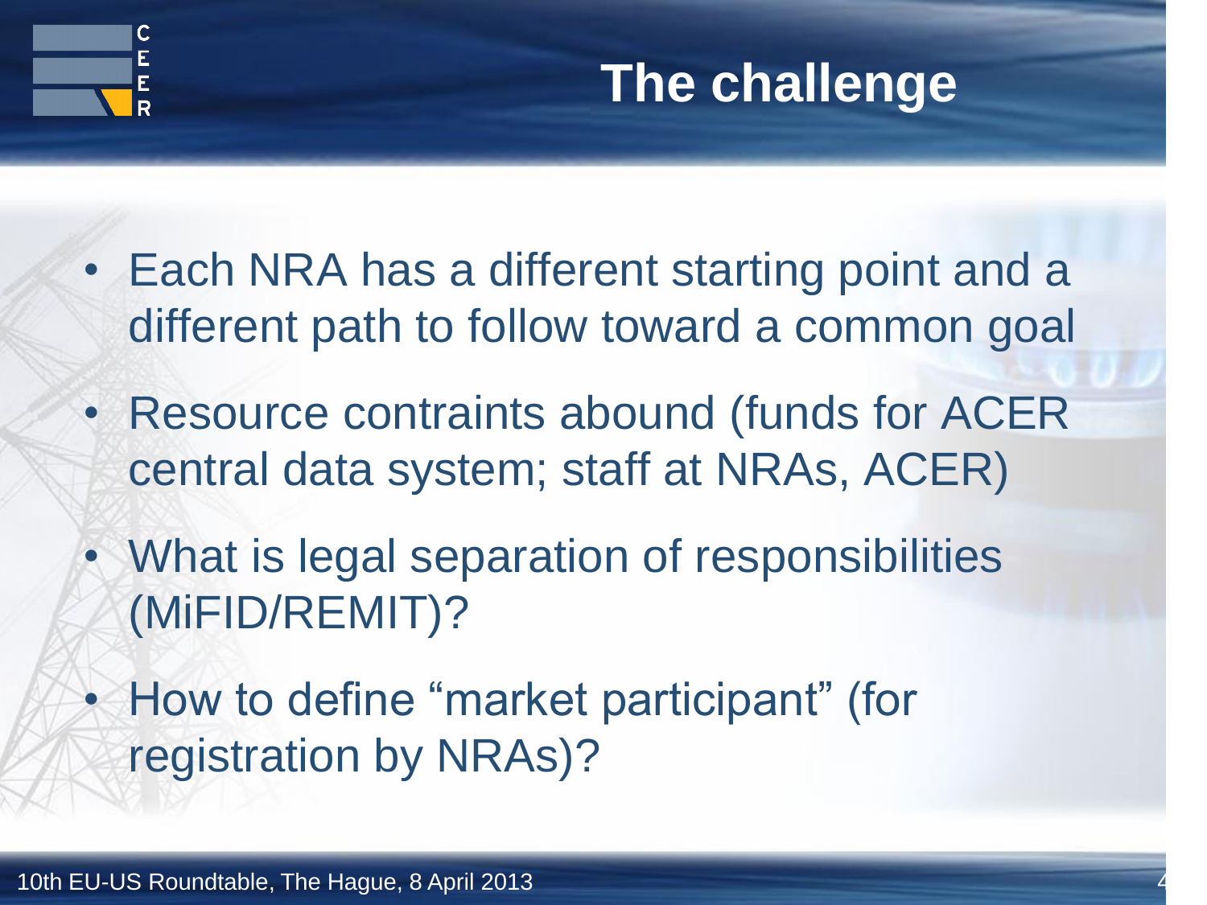# The challenge

- Each NRA has a different starting point and a different path to follow toward a common goal
- Resource contraints abound (funds for ACER central data system; staff at NRAs, ACER)
- What is legal separation of responsibilities (MiFID/REMIT)?
- How to define “market participant” (for registration by NRAs)?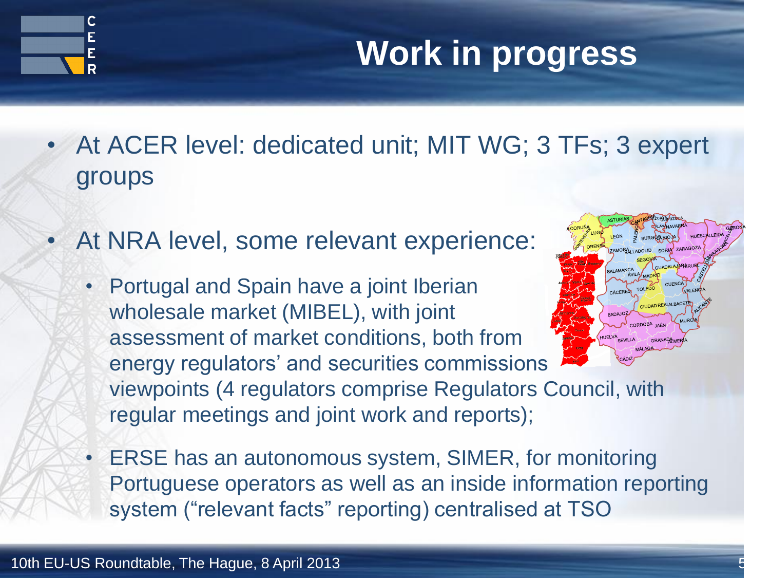# Work in progress

- At ACER level: dedicated unit; MIT WG; 3 TFs; 3 expert groups
- At NRA level, some relevant experience:
  - Portugal and Spain have a joint Iberian wholesale market (MIBEL), with joint assessment of market conditions, both from energy regulators' and securities commissions viewpoints (4 regulators comprise Regulators Council, with regular meetings and joint work and reports);
  - ERSE has an autonomous system, SIMER, for monitoring Portuguese operators as well as an inside information reporting system ("relevant facts" reporting) centralised at TSO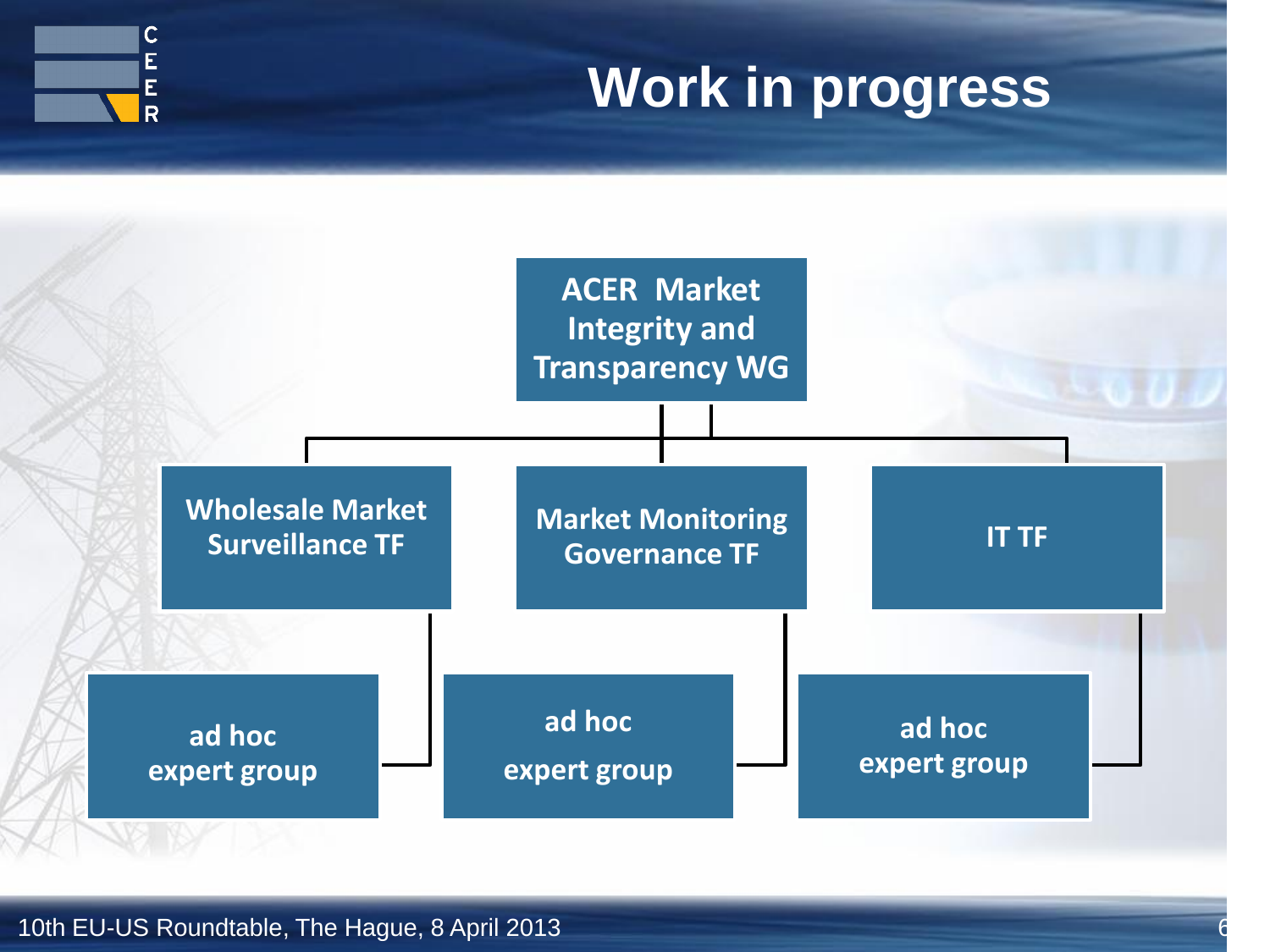# Work in progress

- **ACER Market Integrity and Transparency WG**
  - **Wholesale Market Surveillance TF**
    - ad hoc expert group
  - **Market Monitoring Governance TF**
    - ad hoc expert group
  - **IT TF**
    - ad hoc expert group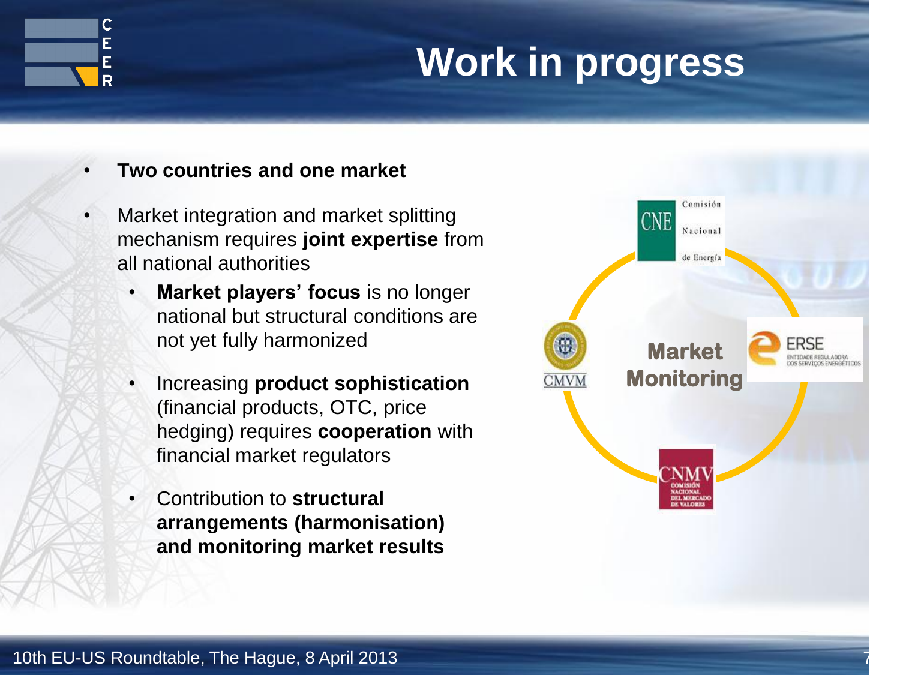# Work in progress

- **Two countries and one market**
- Market integration and market splitting mechanism requires **joint expertise** from all national authorities
  - **Market players' focus** is no longer national but structural conditions are not yet fully harmonized
  - Increasing **product sophistication** (financial products, OTC, price hedging) requires **cooperation** with financial market regulators
  - Contribution to **structural arrangements (harmonisation) and monitoring market results**

**Market Monitoring**

CNE Comisión Nacional de Energía

ERSE Entidade Reguladora dos Serviços Energéticos

CNMV Comisión Nacional del Mercado de Valores

CMVM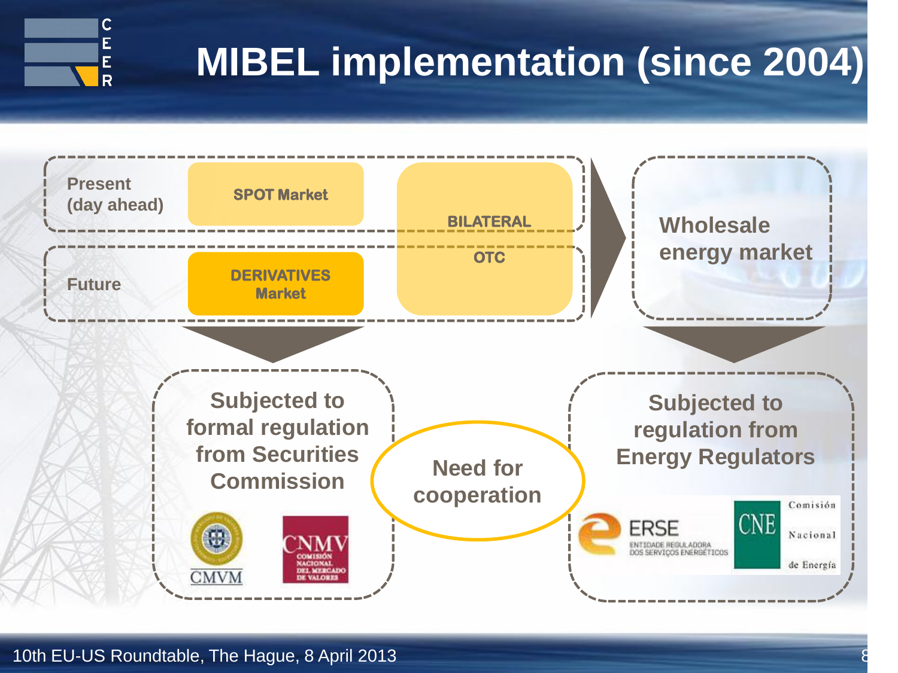# MIBEL implementation (since 2004)

Present (day ahead)

SPOT Market

BILATERAL

OTC

Future

DERIVATIVES Market

Wholesale energy market

Subjected to formal regulation from Securities Commission

CMVM

CNMV COMISIÓN NACIONAL DEL MERCADO DE VALORES

Need for cooperation

Subjected to regulation from Energy Regulators

ERSE ENTIDADE REGULADORA DOS SERVIÇOS ENERGÉTICOS

CNE Comisión Nacional de Energía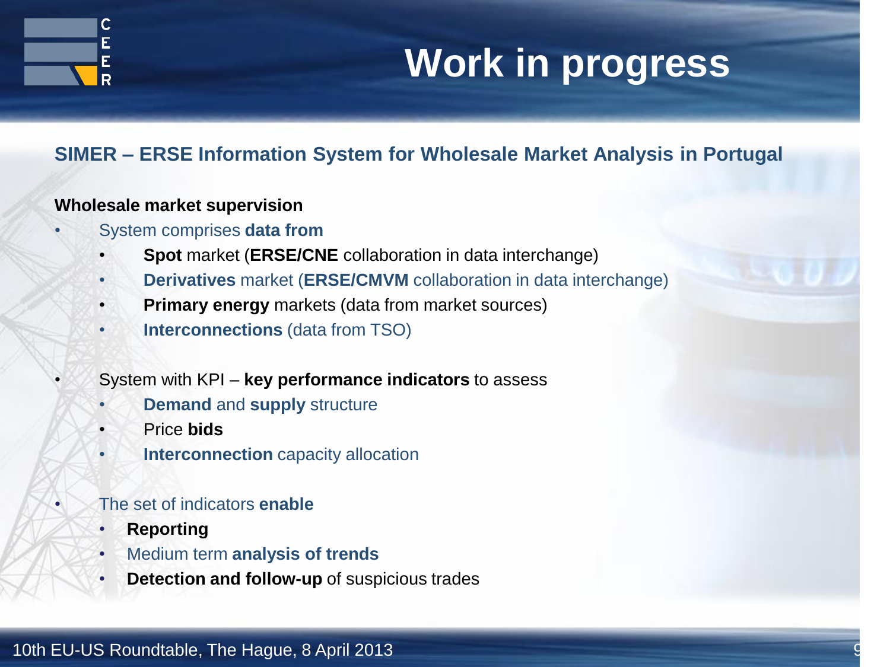# Work in progress

## SIMER – ERSE Information System for Wholesale Market Analysis in Portugal

**Wholesale market supervision**

- System comprises **data from**
  - **Spot** market (**ERSE/CNE** collaboration in data interchange)
  - **Derivatives** market (**ERSE/CMVM** collaboration in data interchange)
  - **Primary energy** markets (data from market sources)
  - **Interconnections** (data from TSO)

- System with KPI – **key performance indicators** to assess
  - **Demand** and **supply** structure
  - Price **bids**
  - **Interconnection** capacity allocation

- The set of indicators **enable**
  - **Reporting**
  - Medium term **analysis of trends**
  - **Detection and follow-up** of suspicious trades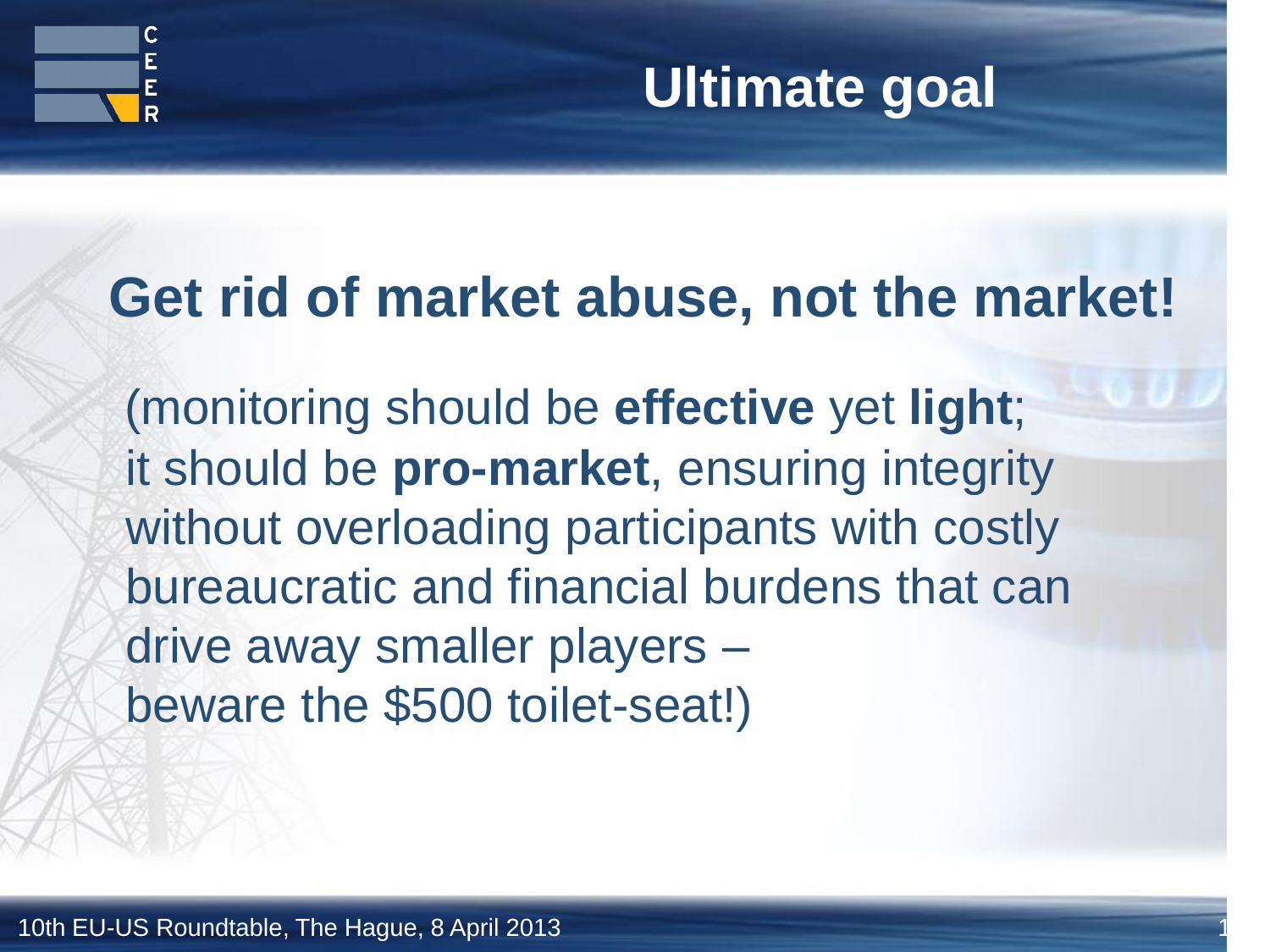# Ultimate goal

## Get rid of market abuse, not the market!

(monitoring should be **effective** yet **light**;
it should be **pro-market**, ensuring integrity without overloading participants with costly bureaucratic and financial burdens that can drive away smaller players –
beware the $500 toilet-seat!)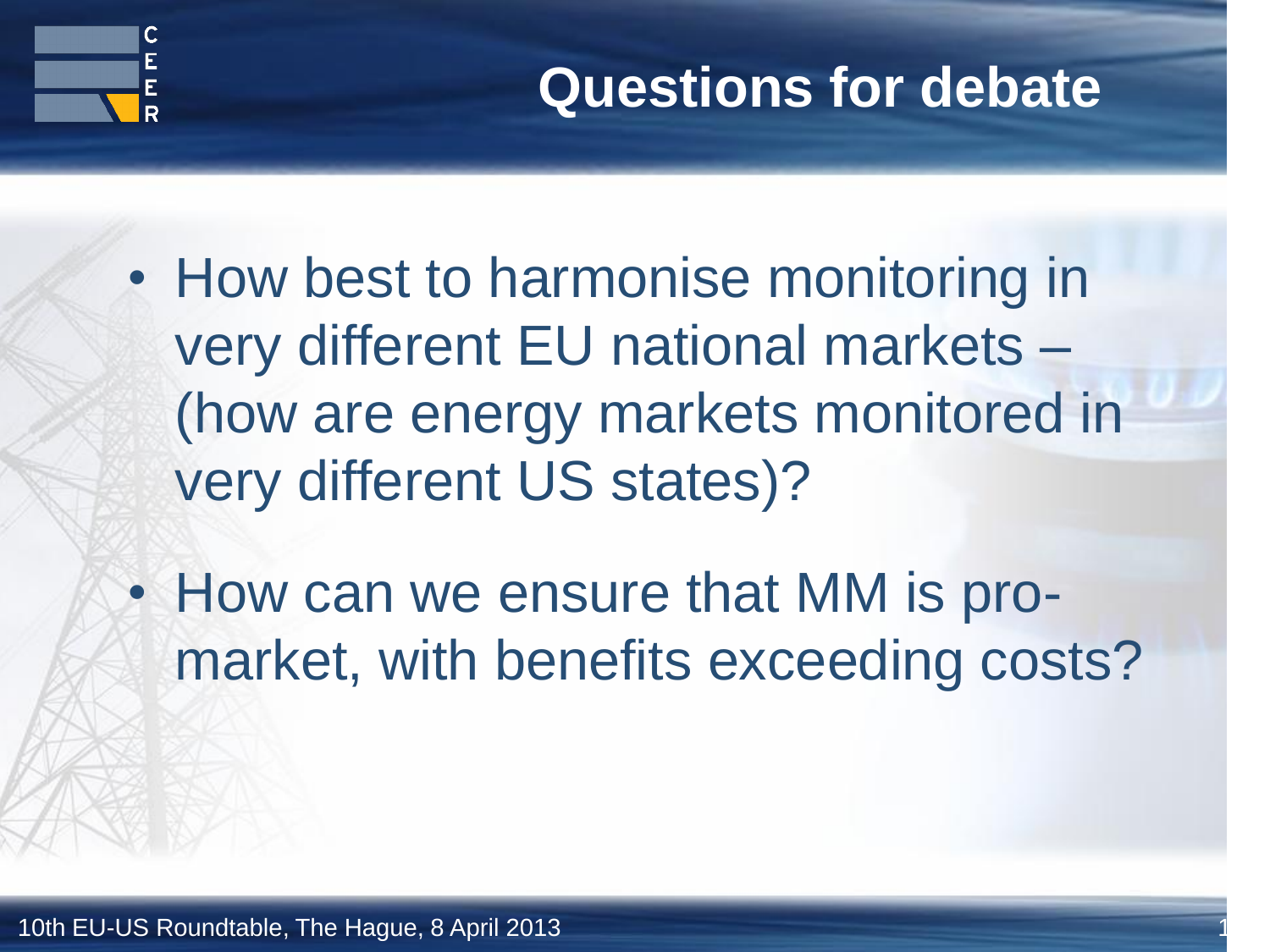# Questions for debate

- How best to harmonise monitoring in very different EU national markets – (how are energy markets monitored in very different US states)?
- How can we ensure that MM is pro-market, with benefits exceeding costs?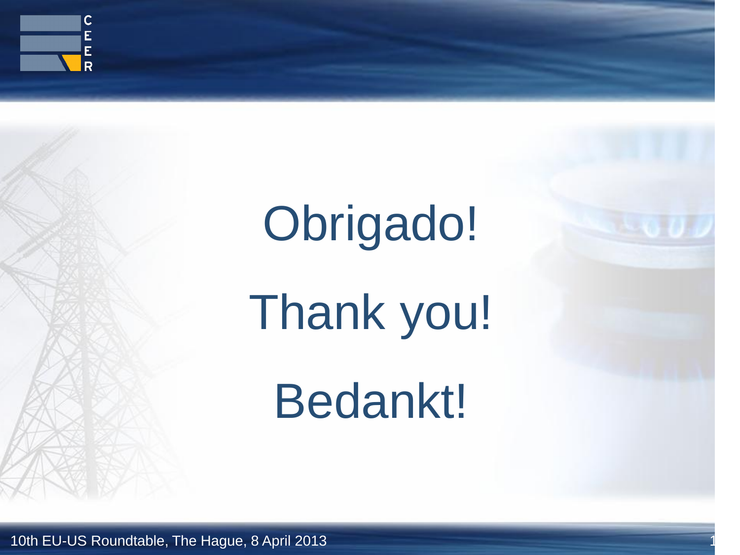Obrigado!

Thank you!

Bedankt!